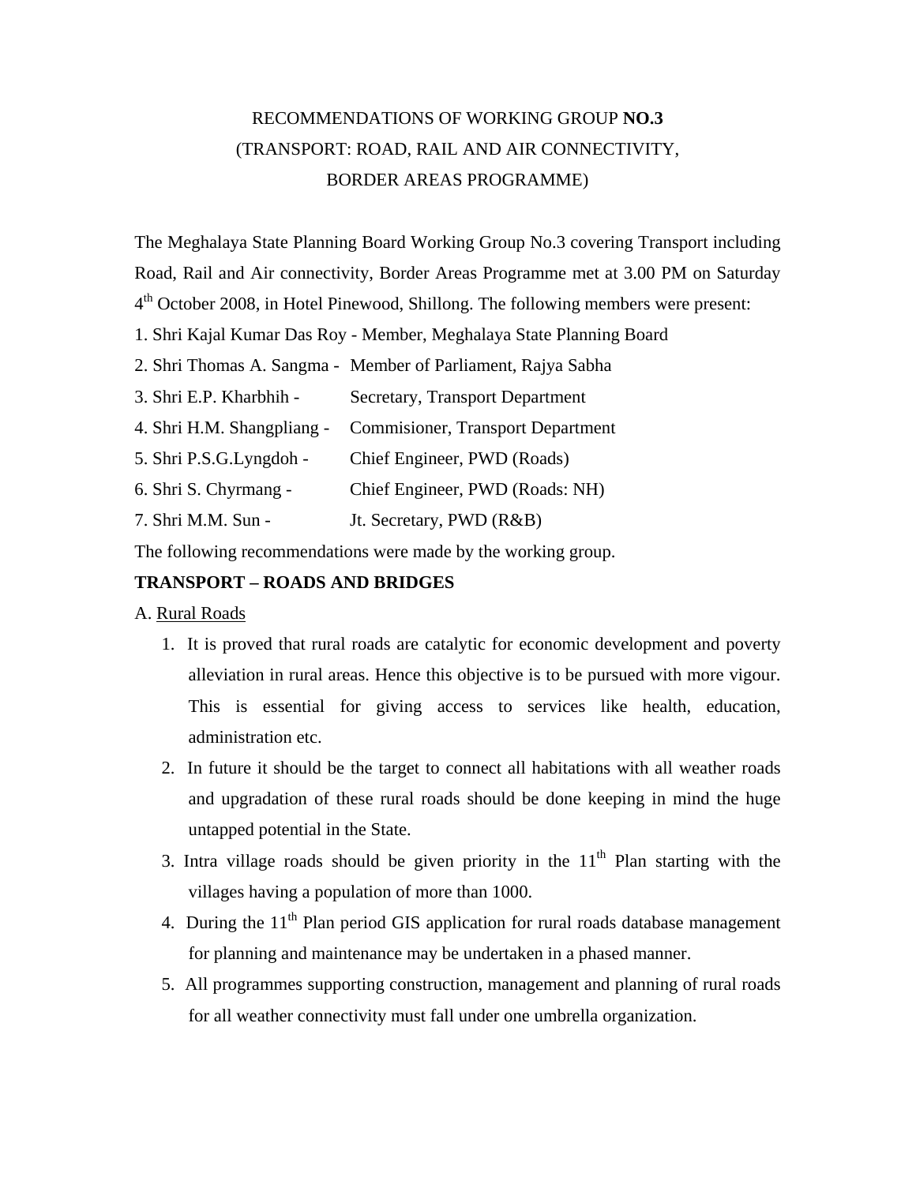# RECOMMENDATIONS OF WORKING GROUP **NO.3** (TRANSPORT: ROAD, RAIL AND AIR CONNECTIVITY, BORDER AREAS PROGRAMME)

The Meghalaya State Planning Board Working Group No.3 covering Transport including Road, Rail and Air connectivity, Border Areas Programme met at 3.00 PM on Saturday 4th October 2008, in Hotel Pinewood, Shillong. The following members were present:

1. Shri Kajal Kumar Das Roy - Member, Meghalaya State Planning Board
2. Shri Thomas A. Sangma - Member of Parliament, Rajya Sabha
3. Shri E.P. Kharbhih - Secretary, Transport Department
4. Shri H.M. Shangpliang - Commisioner, Transport Department
5. Shri P.S.G.Lyngdoh - Chief Engineer, PWD (Roads)
6. Shri S. Chyrmang - Chief Engineer, PWD (Roads: NH)
7. Shri M.M. Sun - Jt. Secretary, PWD (R&B)

The following recommendations were made by the working group.

**TRANSPORT – ROADS AND BRIDGES**

A. Rural Roads

1. It is proved that rural roads are catalytic for economic development and poverty alleviation in rural areas. Hence this objective is to be pursued with more vigour. This is essential for giving access to services like health, education, administration etc.
2. In future it should be the target to connect all habitations with all weather roads and upgradation of these rural roads should be done keeping in mind the huge untapped potential in the State.
3. Intra village roads should be given priority in the 11th Plan starting with the villages having a population of more than 1000.
4. During the 11th Plan period GIS application for rural roads database management for planning and maintenance may be undertaken in a phased manner.
5. All programmes supporting construction, management and planning of rural roads for all weather connectivity must fall under one umbrella organization.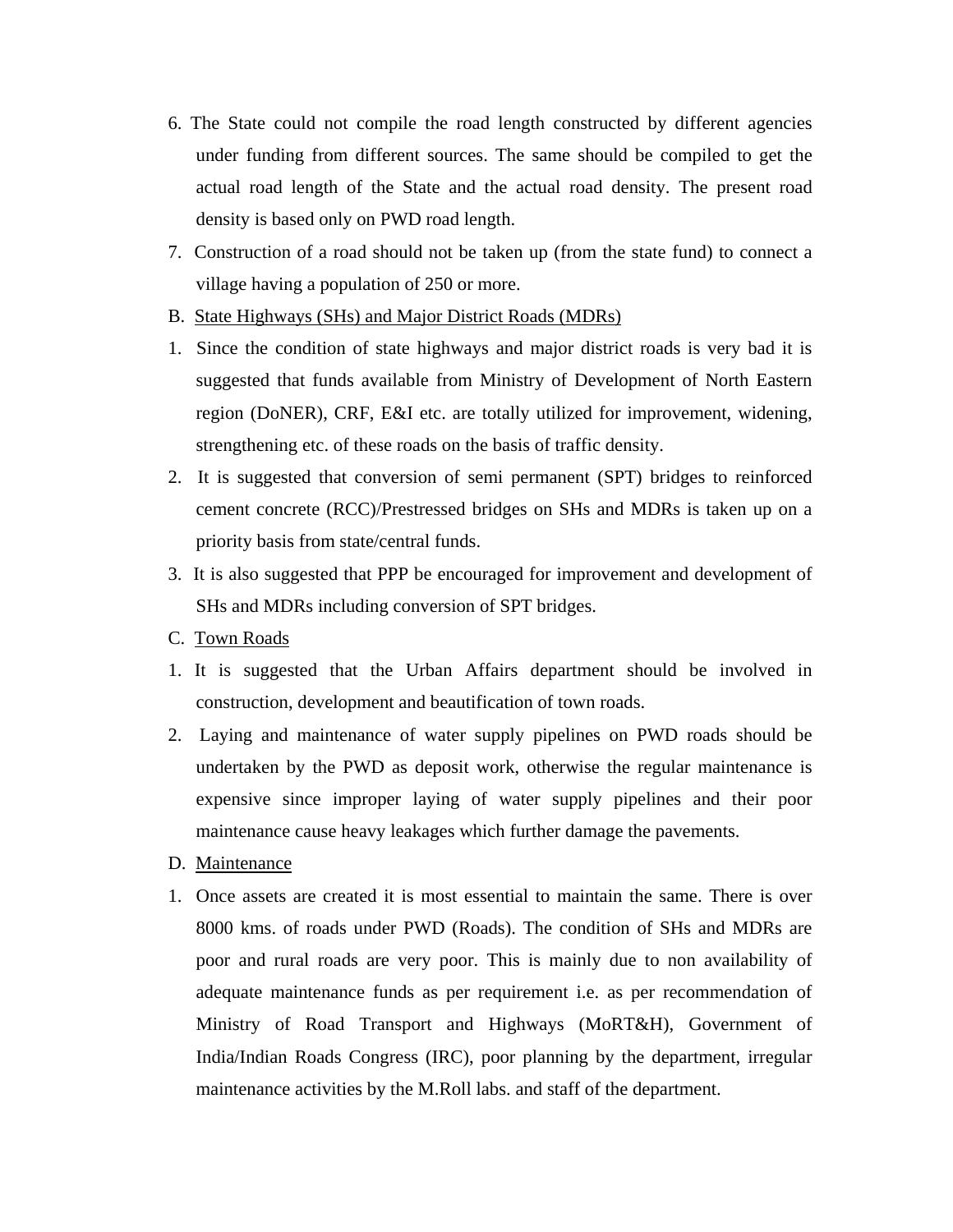6. The State could not compile the road length constructed by different agencies under funding from different sources. The same should be compiled to get the actual road length of the State and the actual road density. The present road density is based only on PWD road length.

7. Construction of a road should not be taken up (from the state fund) to connect a village having a population of 250 or more.

B. <u>State Highways (SHs) and Major District Roads (MDRs)</u>

1. Since the condition of state highways and major district roads is very bad it is suggested that funds available from Ministry of Development of North Eastern region (DoNER), CRF, E&I etc. are totally utilized for improvement, widening, strengthening etc. of these roads on the basis of traffic density.

2. It is suggested that conversion of semi permanent (SPT) bridges to reinforced cement concrete (RCC)/Prestressed bridges on SHs and MDRs is taken up on a priority basis from state/central funds.

3. It is also suggested that PPP be encouraged for improvement and development of SHs and MDRs including conversion of SPT bridges.

C. <u>Town Roads</u>

1. It is suggested that the Urban Affairs department should be involved in construction, development and beautification of town roads.

2. Laying and maintenance of water supply pipelines on PWD roads should be undertaken by the PWD as deposit work, otherwise the regular maintenance is expensive since improper laying of water supply pipelines and their poor maintenance cause heavy leakages which further damage the pavements.

D. <u>Maintenance</u>

1. Once assets are created it is most essential to maintain the same. There is over 8000 kms. of roads under PWD (Roads). The condition of SHs and MDRs are poor and rural roads are very poor. This is mainly due to non availability of adequate maintenance funds as per requirement i.e. as per recommendation of Ministry of Road Transport and Highways (MoRT&H), Government of India/Indian Roads Congress (IRC), poor planning by the department, irregular maintenance activities by the M.Roll labs. and staff of the department.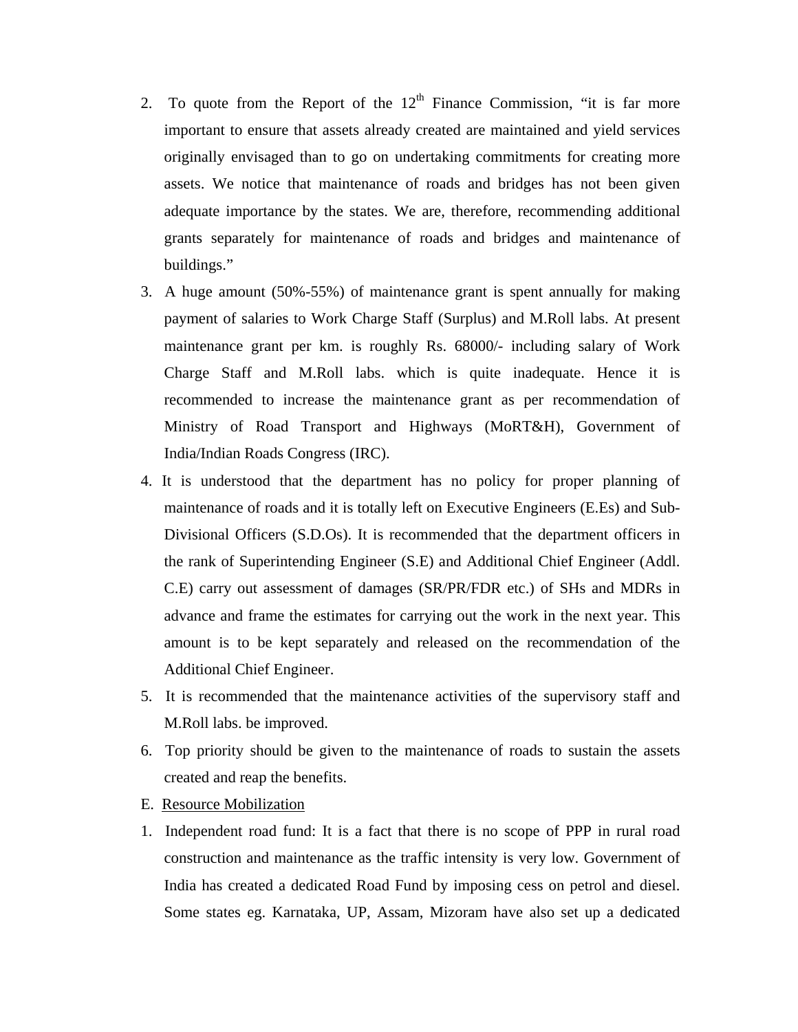2. To quote from the Report of the 12th Finance Commission, "it is far more important to ensure that assets already created are maintained and yield services originally envisaged than to go on undertaking commitments for creating more assets. We notice that maintenance of roads and bridges has not been given adequate importance by the states. We are, therefore, recommending additional grants separately for maintenance of roads and bridges and maintenance of buildings."
3. A huge amount (50%-55%) of maintenance grant is spent annually for making payment of salaries to Work Charge Staff (Surplus) and M.Roll labs. At present maintenance grant per km. is roughly Rs. 68000/- including salary of Work Charge Staff and M.Roll labs. which is quite inadequate. Hence it is recommended to increase the maintenance grant as per recommendation of Ministry of Road Transport and Highways (MoRT&H), Government of India/Indian Roads Congress (IRC).
4. It is understood that the department has no policy for proper planning of maintenance of roads and it is totally left on Executive Engineers (E.Es) and Sub-Divisional Officers (S.D.Os). It is recommended that the department officers in the rank of Superintending Engineer (S.E) and Additional Chief Engineer (Addl. C.E) carry out assessment of damages (SR/PR/FDR etc.) of SHs and MDRs in advance and frame the estimates for carrying out the work in the next year. This amount is to be kept separately and released on the recommendation of the Additional Chief Engineer.
5. It is recommended that the maintenance activities of the supervisory staff and M.Roll labs. be improved.
6. Top priority should be given to the maintenance of roads to sustain the assets created and reap the benefits.

E. Resource Mobilization

1. Independent road fund: It is a fact that there is no scope of PPP in rural road construction and maintenance as the traffic intensity is very low. Government of India has created a dedicated Road Fund by imposing cess on petrol and diesel. Some states eg. Karnataka, UP, Assam, Mizoram have also set up a dedicated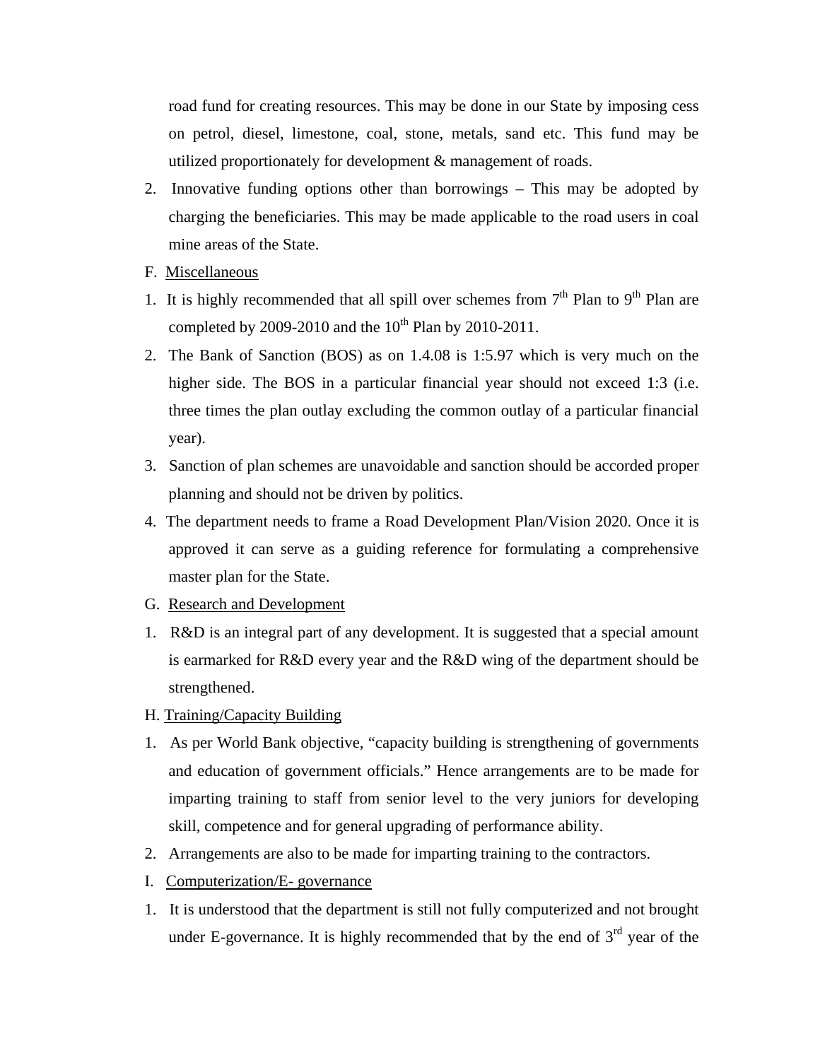road fund for creating resources. This may be done in our State by imposing cess on petrol, diesel, limestone, coal, stone, metals, sand etc. This fund may be utilized proportionately for development & management of roads.

2. Innovative funding options other than borrowings – This may be adopted by charging the beneficiaries. This may be made applicable to the road users in coal mine areas of the State.

F. Miscellaneous

1. It is highly recommended that all spill over schemes from 7th Plan to 9th Plan are completed by 2009-2010 and the 10th Plan by 2010-2011.
2. The Bank of Sanction (BOS) as on 1.4.08 is 1:5.97 which is very much on the higher side. The BOS in a particular financial year should not exceed 1:3 (i.e. three times the plan outlay excluding the common outlay of a particular financial year).
3. Sanction of plan schemes are unavoidable and sanction should be accorded proper planning and should not be driven by politics.
4. The department needs to frame a Road Development Plan/Vision 2020. Once it is approved it can serve as a guiding reference for formulating a comprehensive master plan for the State.

G. Research and Development

1. R&D is an integral part of any development. It is suggested that a special amount is earmarked for R&D every year and the R&D wing of the department should be strengthened.

H. Training/Capacity Building

1. As per World Bank objective, "capacity building is strengthening of governments and education of government officials." Hence arrangements are to be made for imparting training to staff from senior level to the very juniors for developing skill, competence and for general upgrading of performance ability.
2. Arrangements are also to be made for imparting training to the contractors.

I. Computerization/E- governance

1. It is understood that the department is still not fully computerized and not brought under E-governance. It is highly recommended that by the end of 3rd year of the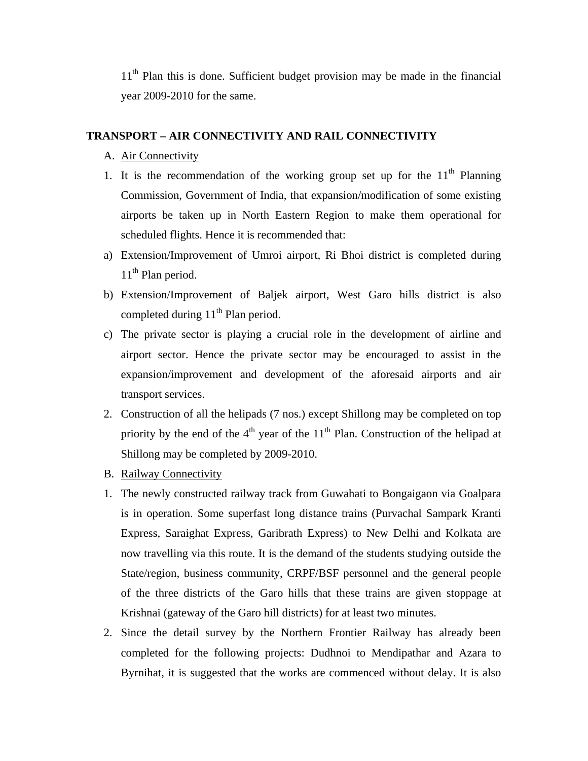11th Plan this is done. Sufficient budget provision may be made in the financial year 2009-2010 for the same.

**TRANSPORT – AIR CONNECTIVITY AND RAIL CONNECTIVITY**

A. Air Connectivity

1. It is the recommendation of the working group set up for the 11th Planning Commission, Government of India, that expansion/modification of some existing airports be taken up in North Eastern Region to make them operational for scheduled flights. Hence it is recommended that:

a) Extension/Improvement of Umroi airport, Ri Bhoi district is completed during 11th Plan period.

b) Extension/Improvement of Baljek airport, West Garo hills district is also completed during 11th Plan period.

c) The private sector is playing a crucial role in the development of airline and airport sector. Hence the private sector may be encouraged to assist in the expansion/improvement and development of the aforesaid airports and air transport services.

2. Construction of all the helipads (7 nos.) except Shillong may be completed on top priority by the end of the 4th year of the 11th Plan. Construction of the helipad at Shillong may be completed by 2009-2010.

B. Railway Connectivity

1. The newly constructed railway track from Guwahati to Bongaigaon via Goalpara is in operation. Some superfast long distance trains (Purvachal Sampark Kranti Express, Saraighat Express, Garibrath Express) to New Delhi and Kolkata are now travelling via this route. It is the demand of the students studying outside the State/region, business community, CRPF/BSF personnel and the general people of the three districts of the Garo hills that these trains are given stoppage at Krishnai (gateway of the Garo hill districts) for at least two minutes.

2. Since the detail survey by the Northern Frontier Railway has already been completed for the following projects: Dudhnoi to Mendipathar and Azara to Byrnihat, it is suggested that the works are commenced without delay. It is also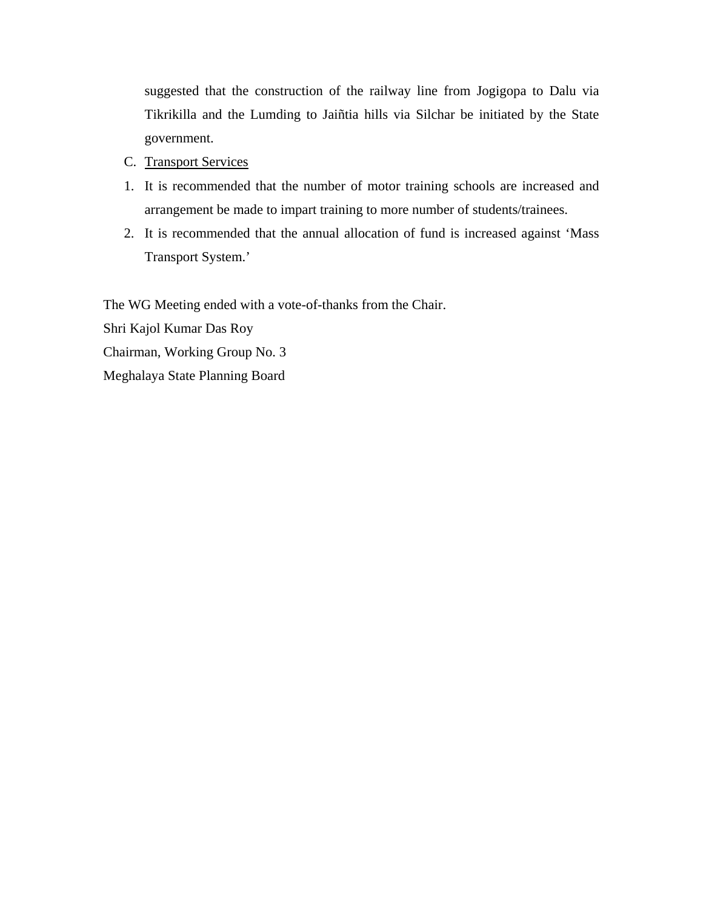suggested that the construction of the railway line from Jogigopa to Dalu via Tikrikilla and the Lumding to Jaiñtia hills via Silchar be initiated by the State government.

C. <u>Transport Services</u>

1. It is recommended that the number of motor training schools are increased and arrangement be made to impart training to more number of students/trainees.
2. It is recommended that the annual allocation of fund is increased against 'Mass Transport System.'

The WG Meeting ended with a vote-of-thanks from the Chair.

Shri Kajol Kumar Das Roy

Chairman, Working Group No. 3

Meghalaya State Planning Board